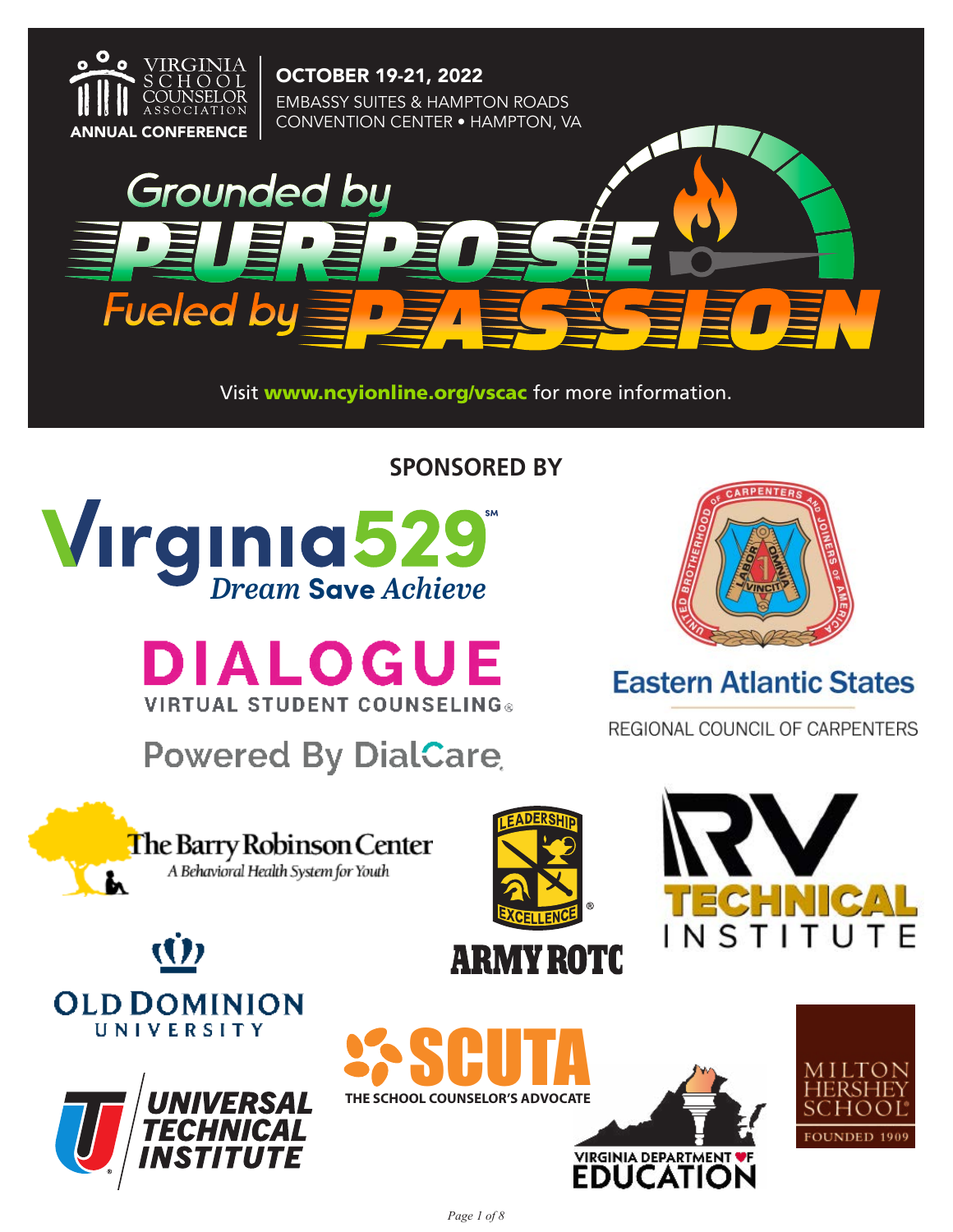VIRGINIA SCHOOL COUNSELOR ASSOCIATION

ANNUAL CONFERENCE

**OCTOBER 19-21, 2022**

EMBASSY SUITES & HAMPTON ROADS CONVENTION CENTER • HAMPTON, VA

# Grounded by PURPOSE Fueled by PASSION

Visit **www.ncyionline.org/vscac** for more information.

## SPONSORED BY

Virginia529 — Dream Save Achieve

DIALOGUE VIRTUAL STUDENT COUNSELING — Powered By DialCare

United Brotherhood of Carpenters and Joiners of America — Eastern Atlantic States Regional Council of Carpenters

The Barry Robinson Center — A Behavioral Health System for Youth

Army ROTC — Leadership Excellence

RV Technical Institute

Old Dominion University

Universal Technical Institute

SCUTA — The School Counselor's Advocate

Virginia Department of Education

Milton Hershey School — Founded 1909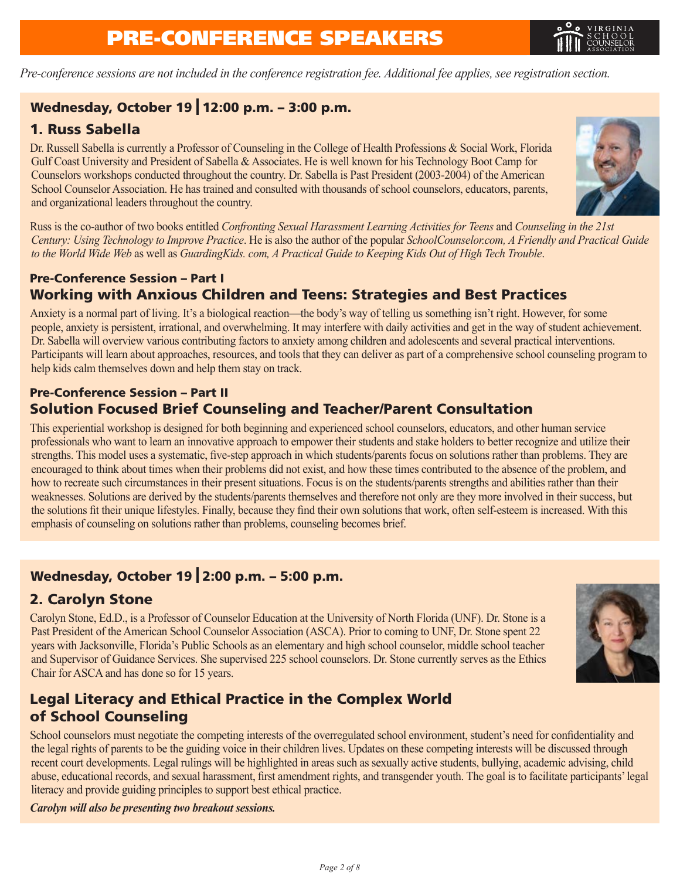# PRE-CONFERENCE SPEAKERS

*Pre-conference sessions are not included in the conference registration fee. Additional fee applies, see registration section.*

## Wednesday, October 19 | 12:00 p.m. – 3:00 p.m.

## 1. Russ Sabella

Dr. Russell Sabella is currently a Professor of Counseling in the College of Health Professions & Social Work, Florida Gulf Coast University and President of Sabella & Associates. He is well known for his Technology Boot Camp for Counselors workshops conducted throughout the country. Dr. Sabella is Past President (2003-2004) of the American School Counselor Association. He has trained and consulted with thousands of school counselors, educators, parents, and organizational leaders throughout the country.

Russ is the co-author of two books entitled *Confronting Sexual Harassment Learning Activities for Teens* and *Counseling in the 21st Century: Using Technology to Improve Practice*. He is also the author of the popular *SchoolCounselor.com, A Friendly and Practical Guide to the World Wide Web* as well as *GuardingKids. com, A Practical Guide to Keeping Kids Out of High Tech Trouble*.

### Pre-Conference Session – Part I

### Working with Anxious Children and Teens: Strategies and Best Practices

Anxiety is a normal part of living. It's a biological reaction—the body's way of telling us something isn't right. However, for some people, anxiety is persistent, irrational, and overwhelming. It may interfere with daily activities and get in the way of student achievement. Dr. Sabella will overview various contributing factors to anxiety among children and adolescents and several practical interventions. Participants will learn about approaches, resources, and tools that they can deliver as part of a comprehensive school counseling program to help kids calm themselves down and help them stay on track.

### Pre-Conference Session – Part II

### Solution Focused Brief Counseling and Teacher/Parent Consultation

This experiential workshop is designed for both beginning and experienced school counselors, educators, and other human service professionals who want to learn an innovative approach to empower their students and stake holders to better recognize and utilize their strengths. This model uses a systematic, five-step approach in which students/parents focus on solutions rather than problems. They are encouraged to think about times when their problems did not exist, and how these times contributed to the absence of the problem, and how to recreate such circumstances in their present situations. Focus is on the students/parents strengths and abilities rather than their weaknesses. Solutions are derived by the students/parents themselves and therefore not only are they more involved in their success, but the solutions fit their unique lifestyles. Finally, because they find their own solutions that work, often self-esteem is increased. With this emphasis of counseling on solutions rather than problems, counseling becomes brief.

## Wednesday, October 19 | 2:00 p.m. – 5:00 p.m.

## 2. Carolyn Stone

Carolyn Stone, Ed.D., is a Professor of Counselor Education at the University of North Florida (UNF). Dr. Stone is a Past President of the American School Counselor Association (ASCA). Prior to coming to UNF, Dr. Stone spent 22 years with Jacksonville, Florida's Public Schools as an elementary and high school counselor, middle school teacher and Supervisor of Guidance Services. She supervised 225 school counselors. Dr. Stone currently serves as the Ethics Chair for ASCA and has done so for 15 years.

### Legal Literacy and Ethical Practice in the Complex World of School Counseling

School counselors must negotiate the competing interests of the overregulated school environment, student's need for confidentiality and the legal rights of parents to be the guiding voice in their children lives. Updates on these competing interests will be discussed through recent court developments. Legal rulings will be highlighted in areas such as sexually active students, bullying, academic advising, child abuse, educational records, and sexual harassment, first amendment rights, and transgender youth. The goal is to facilitate participants' legal literacy and provide guiding principles to support best ethical practice.

***Carolyn will also be presenting two breakout sessions.***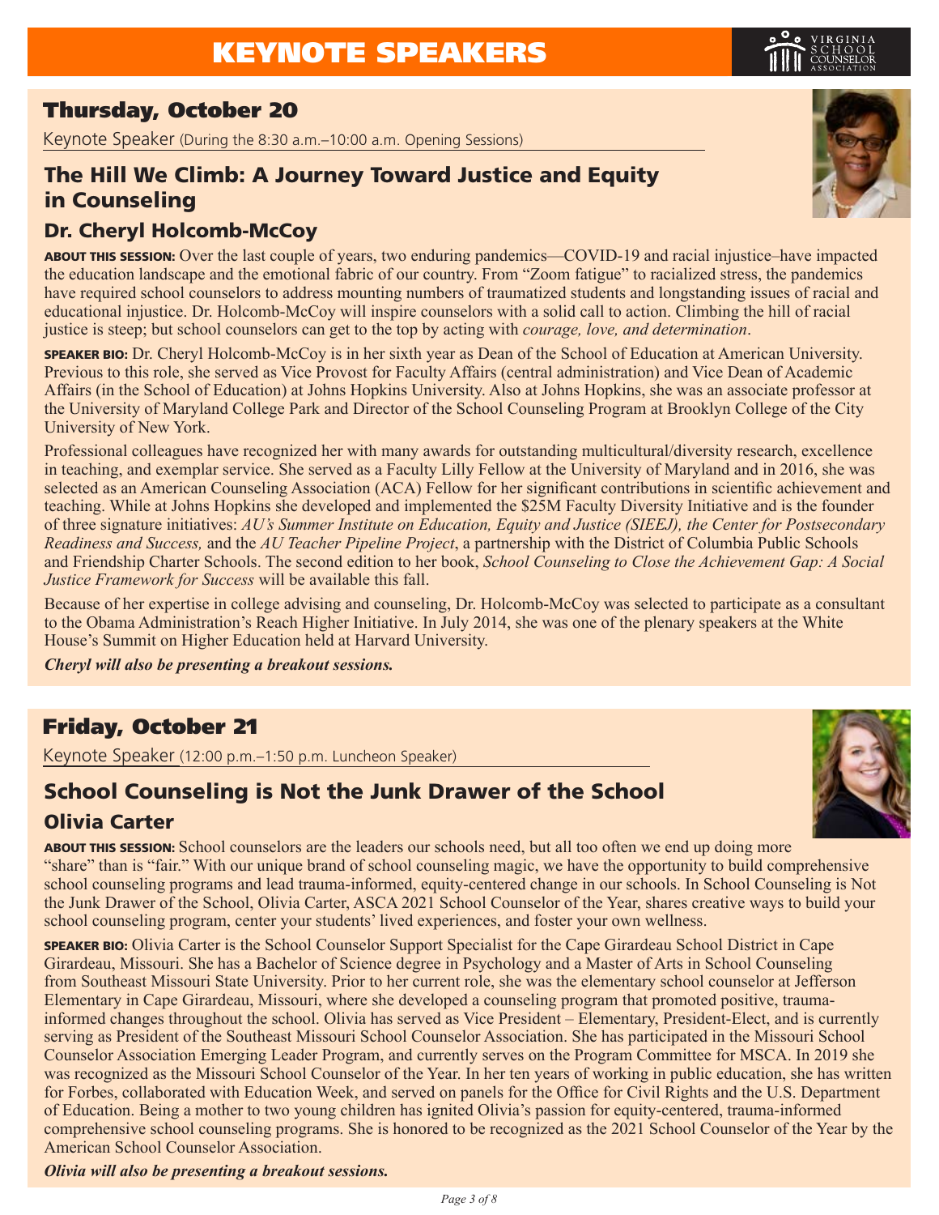# KEYNOTE SPEAKERS

## Thursday, October 20

Keynote Speaker (During the 8:30 a.m.–10:00 a.m. Opening Sessions)

### The Hill We Climb: A Journey Toward Justice and Equity in Counseling

### Dr. Cheryl Holcomb-McCoy

**ABOUT THIS SESSION:** Over the last couple of years, two enduring pandemics—COVID-19 and racial injustice–have impacted the education landscape and the emotional fabric of our country. From "Zoom fatigue" to racialized stress, the pandemics have required school counselors to address mounting numbers of traumatized students and longstanding issues of racial and educational injustice. Dr. Holcomb-McCoy will inspire counselors with a solid call to action. Climbing the hill of racial justice is steep; but school counselors can get to the top by acting with *courage, love, and determination*.

**SPEAKER BIO:** Dr. Cheryl Holcomb-McCoy is in her sixth year as Dean of the School of Education at American University. Previous to this role, she served as Vice Provost for Faculty Affairs (central administration) and Vice Dean of Academic Affairs (in the School of Education) at Johns Hopkins University. Also at Johns Hopkins, she was an associate professor at the University of Maryland College Park and Director of the School Counseling Program at Brooklyn College of the City University of New York.

Professional colleagues have recognized her with many awards for outstanding multicultural/diversity research, excellence in teaching, and exemplar service. She served as a Faculty Lilly Fellow at the University of Maryland and in 2016, she was selected as an American Counseling Association (ACA) Fellow for her significant contributions in scientific achievement and teaching. While at Johns Hopkins she developed and implemented the $25M Faculty Diversity Initiative and is the founder of three signature initiatives: *AU's Summer Institute on Education, Equity and Justice (SIEEJ), the Center for Postsecondary Readiness and Success,* and the *AU Teacher Pipeline Project*, a partnership with the District of Columbia Public Schools and Friendship Charter Schools. The second edition to her book, *School Counseling to Close the Achievement Gap: A Social Justice Framework for Success* will be available this fall.

Because of her expertise in college advising and counseling, Dr. Holcomb-McCoy was selected to participate as a consultant to the Obama Administration's Reach Higher Initiative. In July 2014, she was one of the plenary speakers at the White House's Summit on Higher Education held at Harvard University.

***Cheryl will also be presenting a breakout sessions.***

## Friday, October 21

Keynote Speaker (12:00 p.m.–1:50 p.m. Luncheon Speaker)

### School Counseling is Not the Junk Drawer of the School

### Olivia Carter

**ABOUT THIS SESSION:** School counselors are the leaders our schools need, but all too often we end up doing more "share" than is "fair." With our unique brand of school counseling magic, we have the opportunity to build comprehensive school counseling programs and lead trauma-informed, equity-centered change in our schools. In School Counseling is Not the Junk Drawer of the School, Olivia Carter, ASCA 2021 School Counselor of the Year, shares creative ways to build your school counseling program, center your students' lived experiences, and foster your own wellness.

**SPEAKER BIO:** Olivia Carter is the School Counselor Support Specialist for the Cape Girardeau School District in Cape Girardeau, Missouri. She has a Bachelor of Science degree in Psychology and a Master of Arts in School Counseling from Southeast Missouri State University. Prior to her current role, she was the elementary school counselor at Jefferson Elementary in Cape Girardeau, Missouri, where she developed a counseling program that promoted positive, trauma-informed changes throughout the school. Olivia has served as Vice President – Elementary, President-Elect, and is currently serving as President of the Southeast Missouri School Counselor Association. She has participated in the Missouri School Counselor Association Emerging Leader Program, and currently serves on the Program Committee for MSCA. In 2019 she was recognized as the Missouri School Counselor of the Year. In her ten years of working in public education, she has written for Forbes, collaborated with Education Week, and served on panels for the Office for Civil Rights and the U.S. Department of Education. Being a mother to two young children has ignited Olivia's passion for equity-centered, trauma-informed comprehensive school counseling programs. She is honored to be recognized as the 2021 School Counselor of the Year by the American School Counselor Association.

***Olivia will also be presenting a breakout sessions.***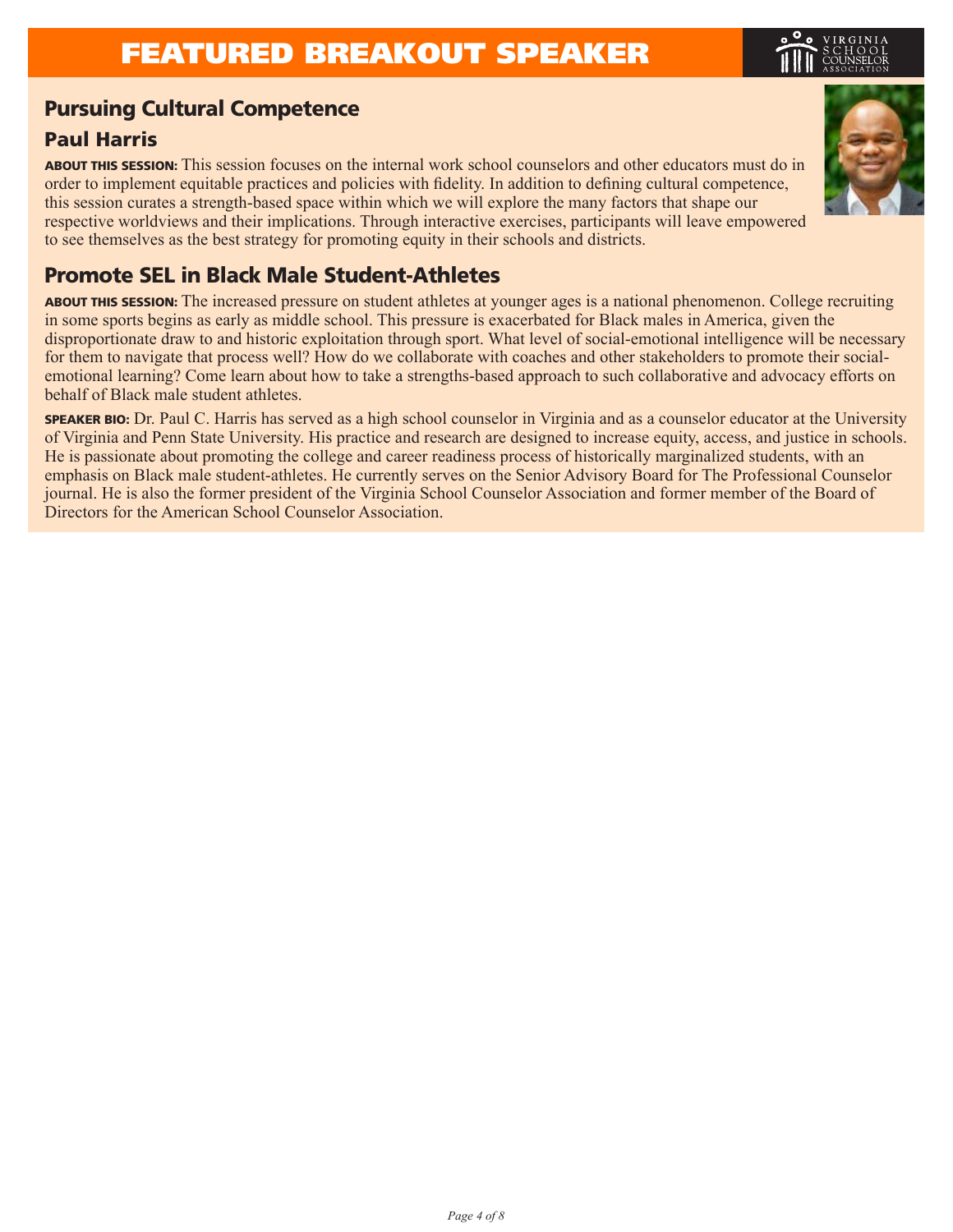# FEATURED BREAKOUT SPEAKER

## Pursuing Cultural Competence

### Paul Harris

**ABOUT THIS SESSION:** This session focuses on the internal work school counselors and other educators must do in order to implement equitable practices and policies with fidelity. In addition to defining cultural competence, this session curates a strength-based space within which we will explore the many factors that shape our respective worldviews and their implications. Through interactive exercises, participants will leave empowered to see themselves as the best strategy for promoting equity in their schools and districts.

## Promote SEL in Black Male Student-Athletes

**ABOUT THIS SESSION:** The increased pressure on student athletes at younger ages is a national phenomenon. College recruiting in some sports begins as early as middle school. This pressure is exacerbated for Black males in America, given the disproportionate draw to and historic exploitation through sport. What level of social-emotional intelligence will be necessary for them to navigate that process well? How do we collaborate with coaches and other stakeholders to promote their social-emotional learning? Come learn about how to take a strengths-based approach to such collaborative and advocacy efforts on behalf of Black male student athletes.

**SPEAKER BIO:** Dr. Paul C. Harris has served as a high school counselor in Virginia and as a counselor educator at the University of Virginia and Penn State University. His practice and research are designed to increase equity, access, and justice in schools. He is passionate about promoting the college and career readiness process of historically marginalized students, with an emphasis on Black male student-athletes. He currently serves on the Senior Advisory Board for The Professional Counselor journal. He is also the former president of the Virginia School Counselor Association and former member of the Board of Directors for the American School Counselor Association.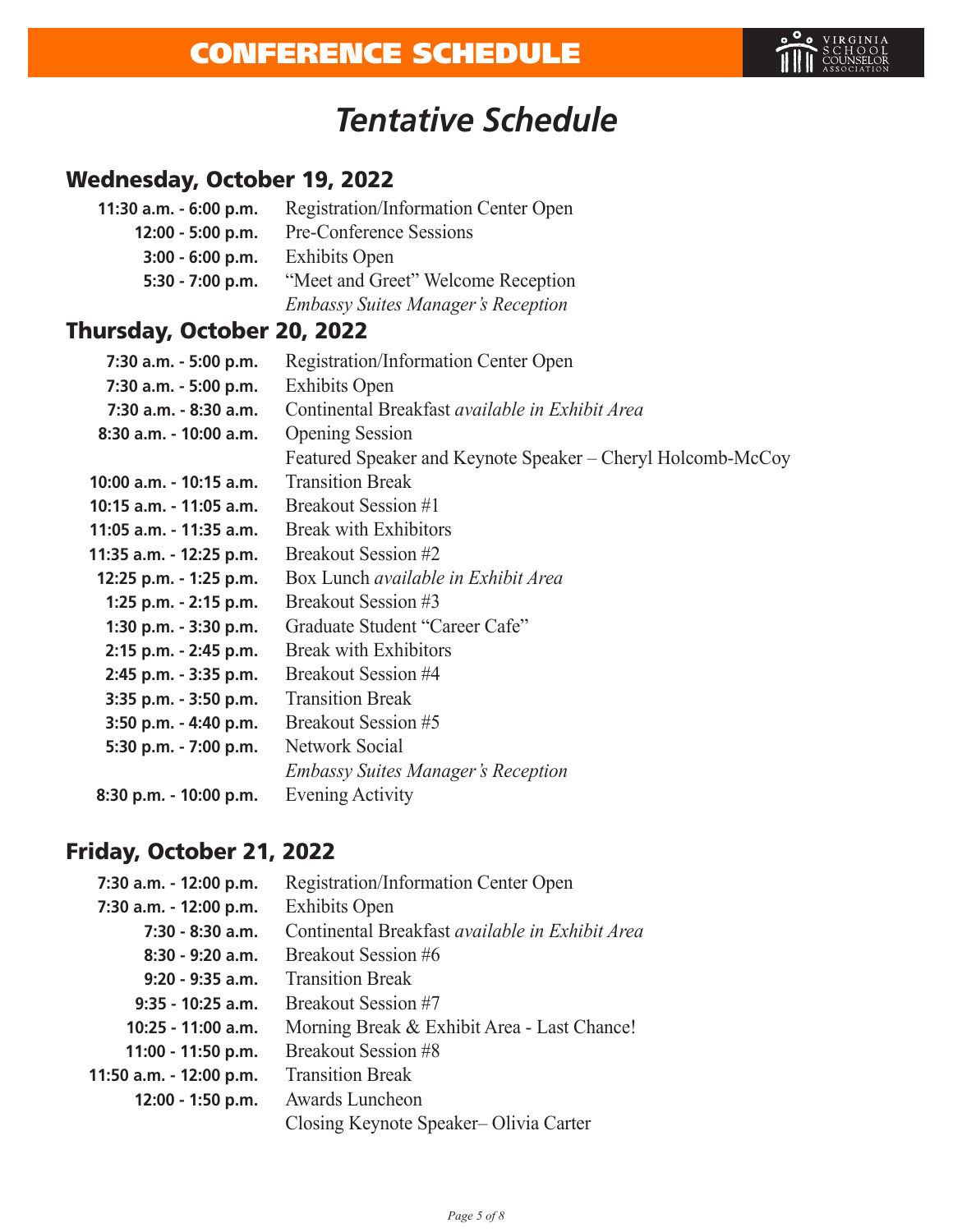# CONFERENCE SCHEDULE

## *Tentative Schedule*

### Wednesday, October 19, 2022

| | |
|---|---|
| **11:30 a.m. - 6:00 p.m.** | Registration/Information Center Open |
| **12:00 - 5:00 p.m.** | Pre-Conference Sessions |
| **3:00 - 6:00 p.m.** | Exhibits Open |
| **5:30 - 7:00 p.m.** | "Meet and Greet" Welcome Reception *Embassy Suites Manager's Reception* |

### Thursday, October 20, 2022

| | |
|---|---|
| **7:30 a.m. - 5:00 p.m.** | Registration/Information Center Open |
| **7:30 a.m. - 5:00 p.m.** | Exhibits Open |
| **7:30 a.m. - 8:30 a.m.** | Continental Breakfast *available in Exhibit Area* |
| **8:30 a.m. - 10:00 a.m.** | Opening Session Featured Speaker and Keynote Speaker – Cheryl Holcomb-McCoy |
| **10:00 a.m. - 10:15 a.m.** | Transition Break |
| **10:15 a.m. - 11:05 a.m.** | Breakout Session #1 |
| **11:05 a.m. - 11:35 a.m.** | Break with Exhibitors |
| **11:35 a.m. - 12:25 p.m.** | Breakout Session #2 |
| **12:25 p.m. - 1:25 p.m.** | Box Lunch *available in Exhibit Area* |
| **1:25 p.m. - 2:15 p.m.** | Breakout Session #3 |
| **1:30 p.m. - 3:30 p.m.** | Graduate Student "Career Cafe" |
| **2:15 p.m. - 2:45 p.m.** | Break with Exhibitors |
| **2:45 p.m. - 3:35 p.m.** | Breakout Session #4 |
| **3:35 p.m. - 3:50 p.m.** | Transition Break |
| **3:50 p.m. - 4:40 p.m.** | Breakout Session #5 |
| **5:30 p.m. - 7:00 p.m.** | Network Social *Embassy Suites Manager's Reception* |
| **8:30 p.m. - 10:00 p.m.** | Evening Activity |

### Friday, October 21, 2022

| | |
|---|---|
| **7:30 a.m. - 12:00 p.m.** | Registration/Information Center Open |
| **7:30 a.m. - 12:00 p.m.** | Exhibits Open |
| **7:30 - 8:30 a.m.** | Continental Breakfast *available in Exhibit Area* |
| **8:30 - 9:20 a.m.** | Breakout Session #6 |
| **9:20 - 9:35 a.m.** | Transition Break |
| **9:35 - 10:25 a.m.** | Breakout Session #7 |
| **10:25 - 11:00 a.m.** | Morning Break & Exhibit Area - Last Chance! |
| **11:00 - 11:50 p.m.** | Breakout Session #8 |
| **11:50 a.m. - 12:00 p.m.** | Transition Break |
| **12:00 - 1:50 p.m.** | Awards Luncheon Closing Keynote Speaker– Olivia Carter |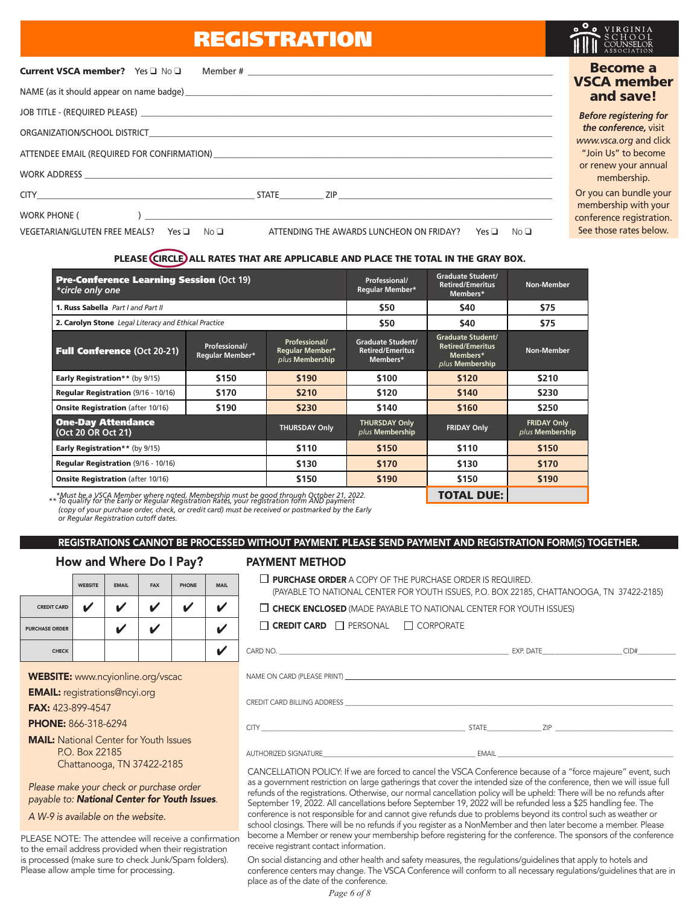# REGISTRATION

**Current VSCA member?** Yes ❑ No ❑ Member # ____________________

NAME (as it should appear on name badge) ____________________

JOB TITLE - (REQUIRED PLEASE) ____________________

ORGANIZATION/SCHOOL DISTRICT ____________________

ATTENDEE EMAIL (REQUIRED FOR CONFIRMATION) ____________________

WORK ADDRESS ____________________

CITY ____________________ STATE ________ ZIP ____________________

WORK PHONE ( ) ____________________

VEGETARIAN/GLUTEN FREE MEALS? Yes ❑ No ❑ ATTENDING THE AWARDS LUNCHEON ON FRIDAY? Yes ❑ No ❑

## Become a VSCA member and save!

***Before registering for the conference,*** visit *www.vsca.org* and click "Join Us" to become or renew your annual membership.

Or you can bundle your membership with your conference registration. See those rates below.

**PLEASE CIRCLE ALL RATES THAT ARE APPLICABLE AND PLACE THE TOTAL IN THE GRAY BOX.**

| **Pre-Conference Learning Session** (Oct 19) *\*circle only one* | | | Professional/ Regular Member* | Graduate Student/ Retired/Emeritus Members* | Non-Member |
|---|---|---|---|---|---|
| **1. Russ Sabella** *Part I and Part II* | | | $50 | $40 | $75 |
| **2. Carolyn Stone** *Legal Literacy and Ethical Practice* | | | $50 | $40 | $75 |
| **Full Conference** (Oct 20-21) | Professional/ Regular Member* | Professional/ Regular Member* *plus* Membership | Graduate Student/ Retired/Emeritus Members* | Graduate Student/ Retired/Emeritus Members* *plus* Membership | Non-Member |
| **Early Registration**\*\* (by 9/15) | $150 | $190 | $100 | $120 | $210 |
| **Regular Registration** (9/16 - 10/16) | $170 | $210 | $120 | $140 | $230 |
| **Onsite Registration** (after 10/16) | $190 | $230 | $140 | $160 | $250 |
| **One-Day Attendance** (Oct 20 OR Oct 21) | | THURSDAY Only | THURSDAY Only *plus* Membership | FRIDAY Only | FRIDAY Only *plus* Membership |
| **Early Registration**\*\* (by 9/15) | | $110 | $150 | $110 | $150 |
| **Regular Registration** (9/16 - 10/16) | | $130 | $170 | $130 | $170 |
| **Onsite Registration** (after 10/16) | | $150 | $190 | $150 | $190 |
| | | | | **TOTAL DUE:** | |

\*Must be a VSCA Member where noted. Membership must be good through October 21, 2022.
\*\* To qualify for the Early or Regular Registration Rates, your registration form AND payment (copy of your purchase order, check, or credit card) must be received or postmarked by the Early or Regular Registration cutoff dates.

**REGISTRATIONS CANNOT BE PROCESSED WITHOUT PAYMENT. PLEASE SEND PAYMENT AND REGISTRATION FORM(S) TOGETHER.**

## How and Where Do I Pay?

| | WEBSITE | EMAIL | FAX | PHONE | MAIL |
|---|---|---|---|---|---|
| CREDIT CARD | ✔ | ✔ | ✔ | ✔ | ✔ |
| PURCHASE ORDER | | ✔ | ✔ | | ✔ |
| CHECK | | | | | ✔ |

**WEBSITE:** www.ncyionline.org/vscac
**EMAIL:** registrations@ncyi.org
**FAX:** 423-899-4547
**PHONE:** 866-318-6294
**MAIL:** National Center for Youth Issues
P.O. Box 22185
Chattanooga, TN 37422-2185

*Please make your check or purchase order payable to:* ***National Center for Youth Issues.***

*A W-9 is available on the website.*

PLEASE NOTE: The attendee will receive a confirmation to the email address provided when their registration is processed (make sure to check Junk/Spam folders). Please allow ample time for processing.

## PAYMENT METHOD

☐ **PURCHASE ORDER** A COPY OF THE PURCHASE ORDER IS REQUIRED.
(PAYABLE TO NATIONAL CENTER FOR YOUTH ISSUES, P.O. BOX 22185, CHATTANOOGA, TN 37422-2185)

☐ **CHECK ENCLOSED** (MADE PAYABLE TO NATIONAL CENTER FOR YOUTH ISSUES)

☐ **CREDIT CARD** ☐ PERSONAL ☐ CORPORATE

CARD NO. ____________________ EXP. DATE ____________ CID# ________

NAME ON CARD (PLEASE PRINT) ____________________

CREDIT CARD BILLING ADDRESS ____________________

CITY ____________________ STATE ________ ZIP ____________

AUTHORIZED SIGNATURE ____________________ EMAIL ____________________

CANCELLATION POLICY: If we are forced to cancel the VSCA Conference because of a "force majeure" event, such as a government restriction on large gatherings that cover the intended size of the conference, then we will issue full refunds of the registrations. Otherwise, our normal cancellation policy will be upheld: There will be no refunds after September 19, 2022. All cancellations before September 19, 2022 will be refunded less a $25 handling fee. The conference is not responsible for and cannot give refunds due to problems beyond its control such as weather or school closings. There will be no refunds if you register as a NonMember and then later become a member. Please become a Member or renew your membership before registering for the conference. The sponsors of the conference receive registrant contact information.

On social distancing and other health and safety measures, the regulations/guidelines that apply to hotels and conference centers may change. The VSCA Conference will conform to all necessary regulations/guidelines that are in place as of the date of the conference.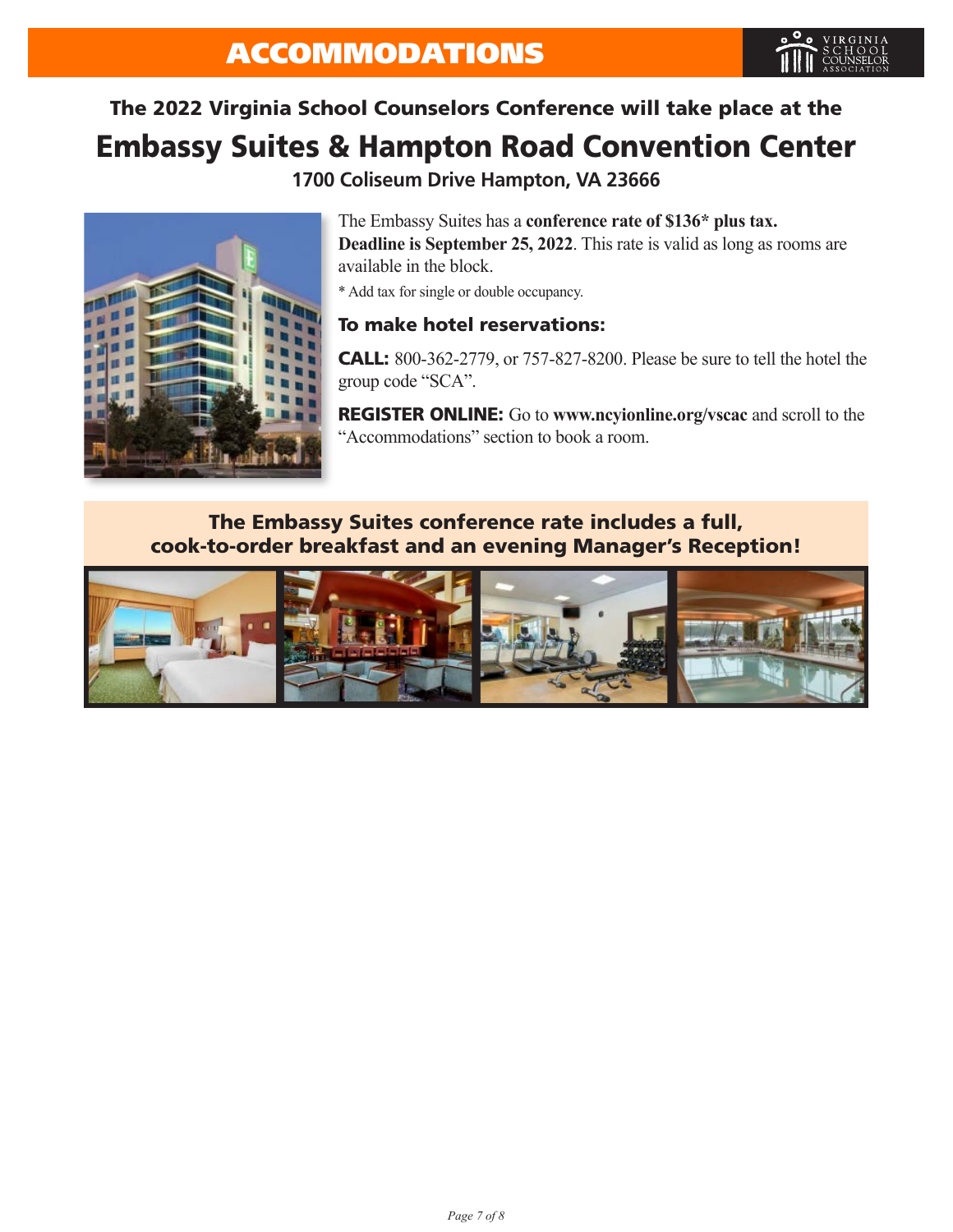# ACCOMMODATIONS

VIRGINIA SCHOOL COUNSELOR ASSOCIATION

### The 2022 Virginia School Counselors Conference will take place at the

## Embassy Suites & Hampton Road Convention Center

**1700 Coliseum Drive Hampton, VA 23666**

The Embassy Suites has a **conference rate of $136* plus tax. Deadline is September 25, 2022**. This rate is valid as long as rooms are available in the block.

* Add tax for single or double occupancy.

### To make hotel reservations:

**CALL:** 800-362-2779, or 757-827-8200. Please be sure to tell the hotel the group code "SCA".

**REGISTER ONLINE:** Go to **www.ncyionline.org/vscac** and scroll to the "Accommodations" section to book a room.

**The Embassy Suites conference rate includes a full, cook-to-order breakfast and an evening Manager's Reception!**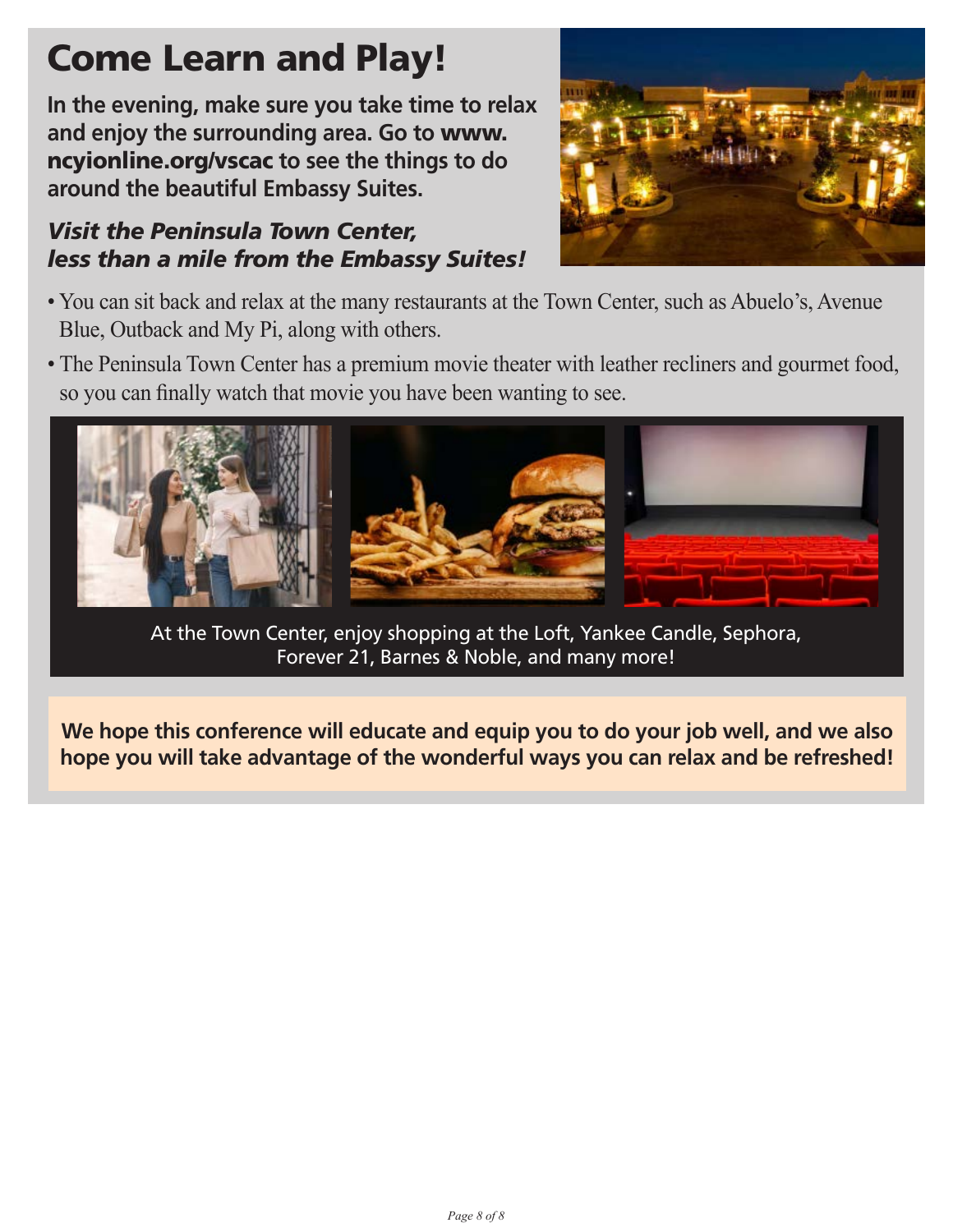# Come Learn and Play!

**In the evening, make sure you take time to relax and enjoy the surrounding area. Go to www.ncyionline.org/vscac to see the things to do around the beautiful Embassy Suites.**

***Visit the Peninsula Town Center, less than a mile from the Embassy Suites!***

- You can sit back and relax at the many restaurants at the Town Center, such as Abuelo's, Avenue Blue, Outback and My Pi, along with others.
- The Peninsula Town Center has a premium movie theater with leather recliners and gourmet food, so you can finally watch that movie you have been wanting to see.

At the Town Center, enjoy shopping at the Loft, Yankee Candle, Sephora, Forever 21, Barnes & Noble, and many more!

**We hope this conference will educate and equip you to do your job well, and we also hope you will take advantage of the wonderful ways you can relax and be refreshed!**